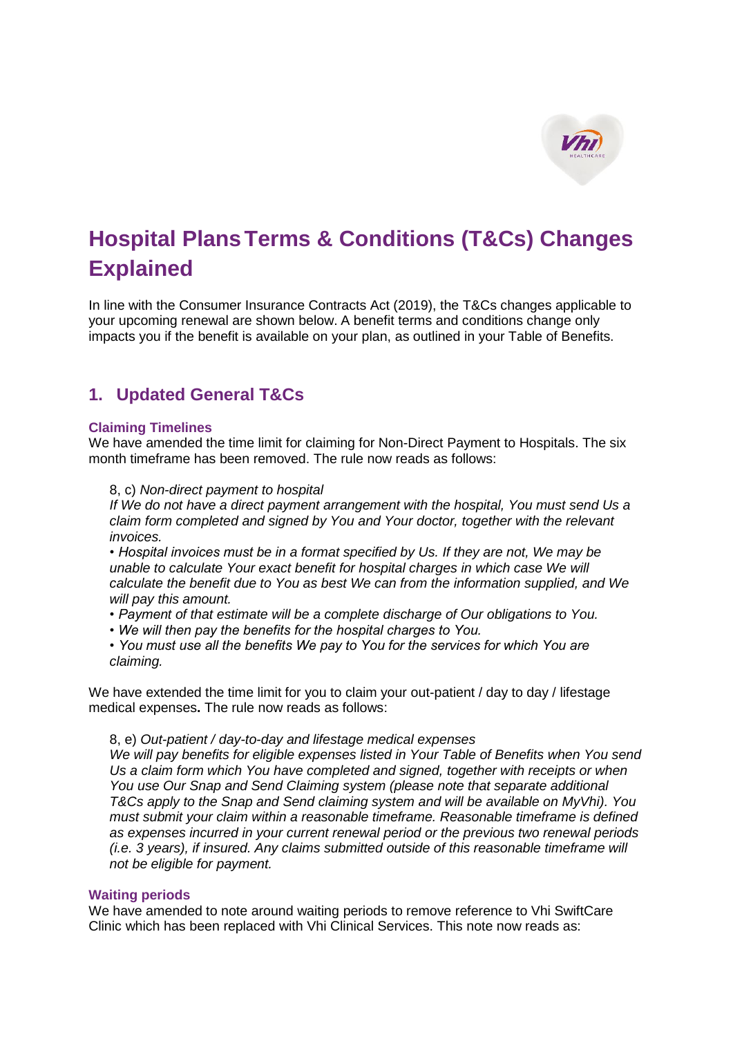# Hospital Plans Terms & Conditions (T&Cs) Changes Explained

In line with the Consumer Insurance Contracts Act (2019), the T&Cs changes applicable to your upcoming renewal are shown below. A benefit terms and conditions change only impacts you if the benefit is available on your plan, as outlined in your Table of Benefits.

## 1. Updated General T&Cs

### Claiming Timelines

We have amended the time limit for claiming for Non-Direct Payment to Hospitals. The six month timeframe has been removed. The rule now reads as follows:

> 8, c) *Non-direct payment to hospital*
>
> *If We do not have a direct payment arrangement with the hospital, You must send Us a claim form completed and signed by You and Your doctor, together with the relevant invoices.*
>
> *• Hospital invoices must be in a format specified by Us. If they are not, We may be unable to calculate Your exact benefit for hospital charges in which case We will calculate the benefit due to You as best We can from the information supplied, and We will pay this amount.*
>
> *• Payment of that estimate will be a complete discharge of Our obligations to You.*
>
> *• We will then pay the benefits for the hospital charges to You.*
>
> *• You must use all the benefits We pay to You for the services for which You are claiming.*

We have extended the time limit for you to claim your out-patient / day to day / lifestage medical expenses**.** The rule now reads as follows:

> 8, e) *Out-patient / day-to-day and lifestage medical expenses*
>
> *We will pay benefits for eligible expenses listed in Your Table of Benefits when You send Us a claim form which You have completed and signed, together with receipts or when You use Our Snap and Send Claiming system (please note that separate additional T&Cs apply to the Snap and Send claiming system and will be available on MyVhi). You must submit your claim within a reasonable timeframe. Reasonable timeframe is defined as expenses incurred in your current renewal period or the previous two renewal periods (i.e. 3 years), if insured. Any claims submitted outside of this reasonable timeframe will not be eligible for payment.*

### Waiting periods

We have amended to note around waiting periods to remove reference to Vhi SwiftCare Clinic which has been replaced with Vhi Clinical Services. This note now reads as: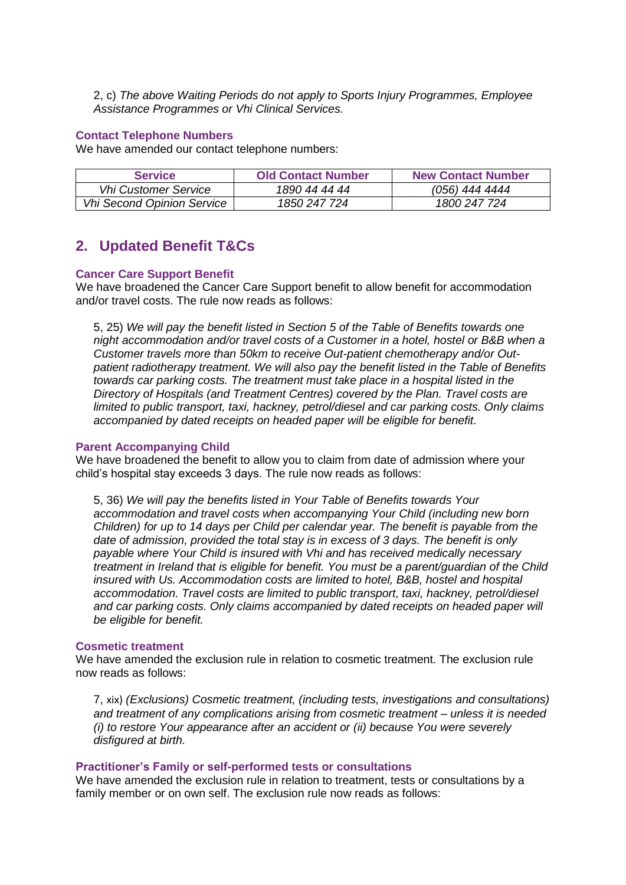2, c) *The above Waiting Periods do not apply to Sports Injury Programmes, Employee Assistance Programmes or Vhi Clinical Services.*

### Contact Telephone Numbers

We have amended our contact telephone numbers:

| Service | Old Contact Number | New Contact Number |
| --- | --- | --- |
| *Vhi Customer Service* | *1890 44 44 44* | *(056) 444 4444* |
| *Vhi Second Opinion Service* | *1850 247 724* | *1800 247 724* |

## 2. Updated Benefit T&Cs

### Cancer Care Support Benefit

We have broadened the Cancer Care Support benefit to allow benefit for accommodation and/or travel costs. The rule now reads as follows:

5, 25) *We will pay the benefit listed in Section 5 of the Table of Benefits towards one night accommodation and/or travel costs of a Customer in a hotel, hostel or B&B when a Customer travels more than 50km to receive Out-patient chemotherapy and/or Out-patient radiotherapy treatment. We will also pay the benefit listed in the Table of Benefits towards car parking costs. The treatment must take place in a hospital listed in the Directory of Hospitals (and Treatment Centres) covered by the Plan. Travel costs are limited to public transport, taxi, hackney, petrol/diesel and car parking costs. Only claims accompanied by dated receipts on headed paper will be eligible for benefit.*

### Parent Accompanying Child

We have broadened the benefit to allow you to claim from date of admission where your child's hospital stay exceeds 3 days. The rule now reads as follows:

5, 36) *We will pay the benefits listed in Your Table of Benefits towards Your accommodation and travel costs when accompanying Your Child (including new born Children) for up to 14 days per Child per calendar year. The benefit is payable from the date of admission, provided the total stay is in excess of 3 days. The benefit is only payable where Your Child is insured with Vhi and has received medically necessary treatment in Ireland that is eligible for benefit. You must be a parent/guardian of the Child insured with Us. Accommodation costs are limited to hotel, B&B, hostel and hospital accommodation. Travel costs are limited to public transport, taxi, hackney, petrol/diesel and car parking costs. Only claims accompanied by dated receipts on headed paper will be eligible for benefit.*

### Cosmetic treatment

We have amended the exclusion rule in relation to cosmetic treatment. The exclusion rule now reads as follows:

7, xix) *(Exclusions) Cosmetic treatment, (including tests, investigations and consultations) and treatment of any complications arising from cosmetic treatment – unless it is needed (i) to restore Your appearance after an accident or (ii) because You were severely disfigured at birth.*

### Practitioner's Family or self-performed tests or consultations

We have amended the exclusion rule in relation to treatment, tests or consultations by a family member or on own self. The exclusion rule now reads as follows: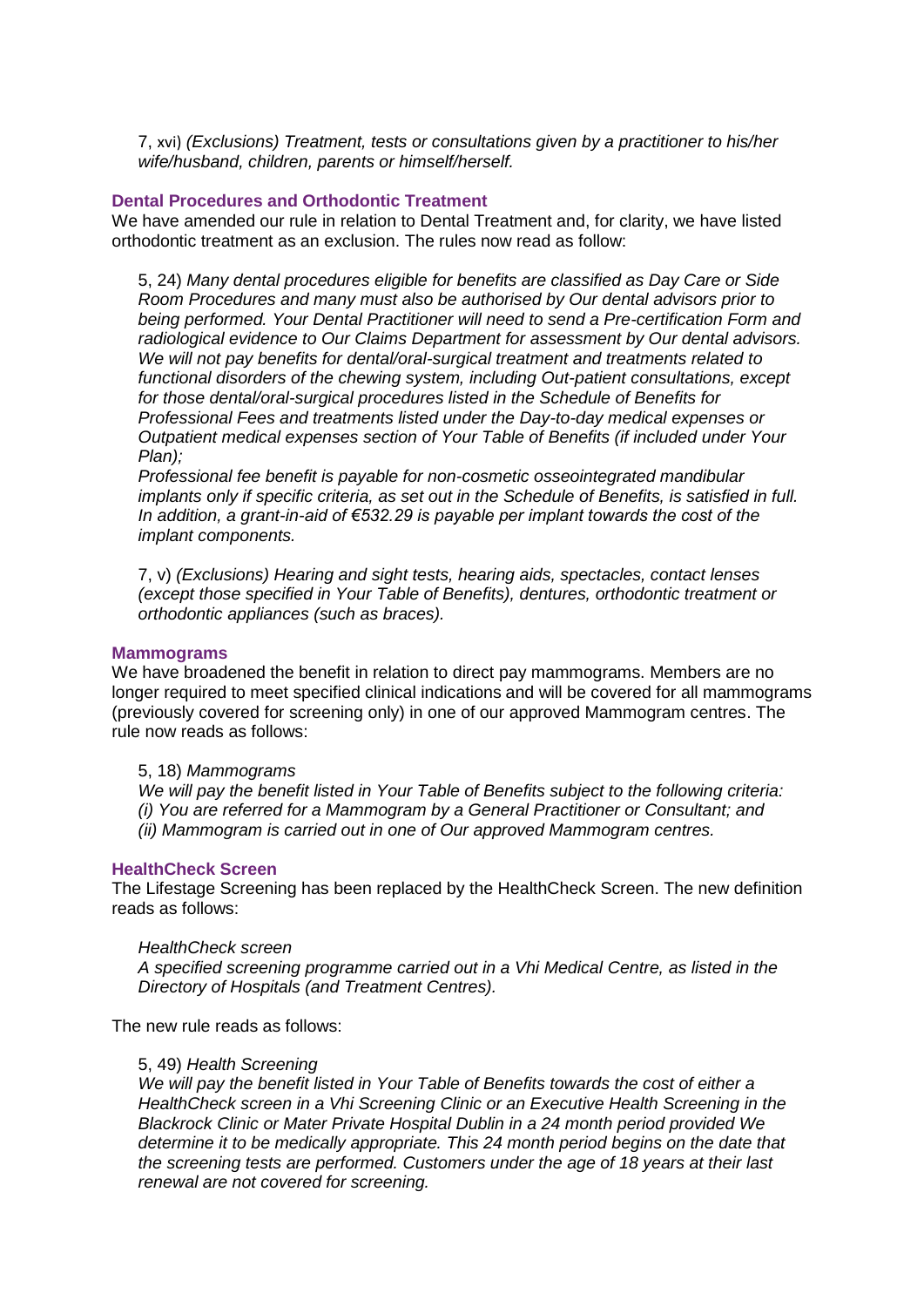7, xvi) *(Exclusions) Treatment, tests or consultations given by a practitioner to his/her wife/husband, children, parents or himself/herself.*

### Dental Procedures and Orthodontic Treatment

We have amended our rule in relation to Dental Treatment and, for clarity, we have listed orthodontic treatment as an exclusion. The rules now read as follow:

5, 24) *Many dental procedures eligible for benefits are classified as Day Care or Side Room Procedures and many must also be authorised by Our dental advisors prior to being performed. Your Dental Practitioner will need to send a Pre-certification Form and radiological evidence to Our Claims Department for assessment by Our dental advisors. We will not pay benefits for dental/oral-surgical treatment and treatments related to functional disorders of the chewing system, including Out-patient consultations, except for those dental/oral-surgical procedures listed in the Schedule of Benefits for Professional Fees and treatments listed under the Day-to-day medical expenses or Outpatient medical expenses section of Your Table of Benefits (if included under Your Plan);*

*Professional fee benefit is payable for non-cosmetic osseointegrated mandibular implants only if specific criteria, as set out in the Schedule of Benefits, is satisfied in full. In addition, a grant-in-aid of €532.29 is payable per implant towards the cost of the implant components.*

7, v) *(Exclusions) Hearing and sight tests, hearing aids, spectacles, contact lenses (except those specified in Your Table of Benefits), dentures, orthodontic treatment or orthodontic appliances (such as braces).*

### Mammograms

We have broadened the benefit in relation to direct pay mammograms. Members are no longer required to meet specified clinical indications and will be covered for all mammograms (previously covered for screening only) in one of our approved Mammogram centres. The rule now reads as follows:

5, 18) *Mammograms*

*We will pay the benefit listed in Your Table of Benefits subject to the following criteria:*
*(i) You are referred for a Mammogram by a General Practitioner or Consultant; and*
*(ii) Mammogram is carried out in one of Our approved Mammogram centres.*

### HealthCheck Screen

The Lifestage Screening has been replaced by the HealthCheck Screen. The new definition reads as follows:

*HealthCheck screen*

*A specified screening programme carried out in a Vhi Medical Centre, as listed in the Directory of Hospitals (and Treatment Centres).*

The new rule reads as follows:

5, 49) *Health Screening*

*We will pay the benefit listed in Your Table of Benefits towards the cost of either a HealthCheck screen in a Vhi Screening Clinic or an Executive Health Screening in the Blackrock Clinic or Mater Private Hospital Dublin in a 24 month period provided We determine it to be medically appropriate. This 24 month period begins on the date that the screening tests are performed. Customers under the age of 18 years at their last renewal are not covered for screening.*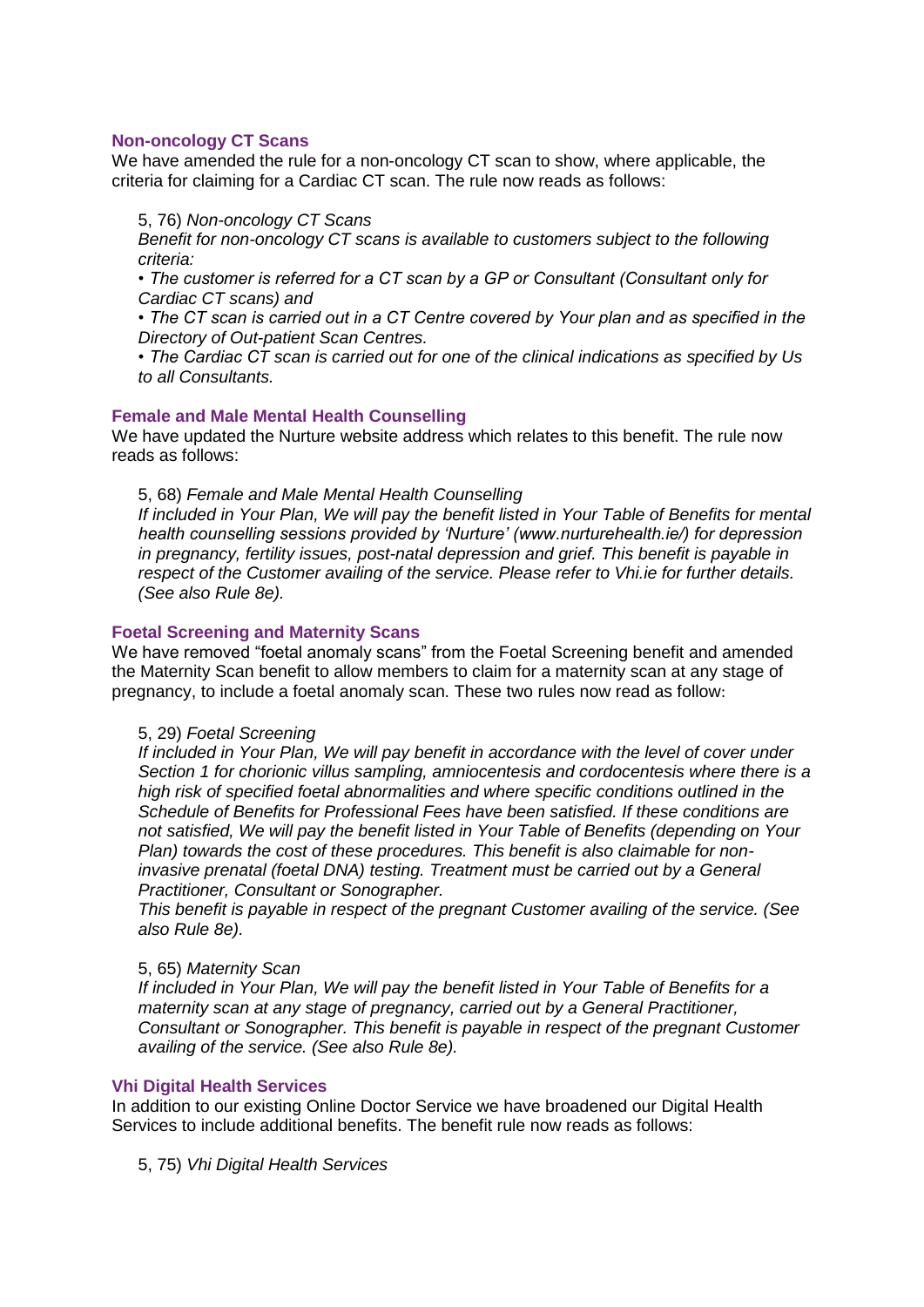### Non-oncology CT Scans

We have amended the rule for a non-oncology CT scan to show, where applicable, the criteria for claiming for a Cardiac CT scan. The rule now reads as follows:

> 5, 76) *Non-oncology CT Scans*
>
> *Benefit for non-oncology CT scans is available to customers subject to the following criteria:*
>
> *• The customer is referred for a CT scan by a GP or Consultant (Consultant only for Cardiac CT scans) and*
>
> *• The CT scan is carried out in a CT Centre covered by Your plan and as specified in the Directory of Out-patient Scan Centres.*
>
> *• The Cardiac CT scan is carried out for one of the clinical indications as specified by Us to all Consultants.*

### Female and Male Mental Health Counselling

We have updated the Nurture website address which relates to this benefit. The rule now reads as follows:

> 5, 68) *Female and Male Mental Health Counselling*
>
> *If included in Your Plan, We will pay the benefit listed in Your Table of Benefits for mental health counselling sessions provided by 'Nurture' (www.nurturehealth.ie/) for depression in pregnancy, fertility issues, post-natal depression and grief. This benefit is payable in respect of the Customer availing of the service. Please refer to Vhi.ie for further details. (See also Rule 8e).*

### Foetal Screening and Maternity Scans

We have removed "foetal anomaly scans" from the Foetal Screening benefit and amended the Maternity Scan benefit to allow members to claim for a maternity scan at any stage of pregnancy, to include a foetal anomaly scan. These two rules now read as follow:

> 5, 29) *Foetal Screening*
>
> *If included in Your Plan, We will pay benefit in accordance with the level of cover under Section 1 for chorionic villus sampling, amniocentesis and cordocentesis where there is a high risk of specified foetal abnormalities and where specific conditions outlined in the Schedule of Benefits for Professional Fees have been satisfied. If these conditions are not satisfied, We will pay the benefit listed in Your Table of Benefits (depending on Your Plan) towards the cost of these procedures. This benefit is also claimable for non-invasive prenatal (foetal DNA) testing. Treatment must be carried out by a General Practitioner, Consultant or Sonographer.*
>
> *This benefit is payable in respect of the pregnant Customer availing of the service. (See also Rule 8e).*

> 5, 65) *Maternity Scan*
>
> *If included in Your Plan, We will pay the benefit listed in Your Table of Benefits for a maternity scan at any stage of pregnancy, carried out by a General Practitioner, Consultant or Sonographer. This benefit is payable in respect of the pregnant Customer availing of the service. (See also Rule 8e).*

### Vhi Digital Health Services

In addition to our existing Online Doctor Service we have broadened our Digital Health Services to include additional benefits. The benefit rule now reads as follows:

> 5, 75) *Vhi Digital Health Services*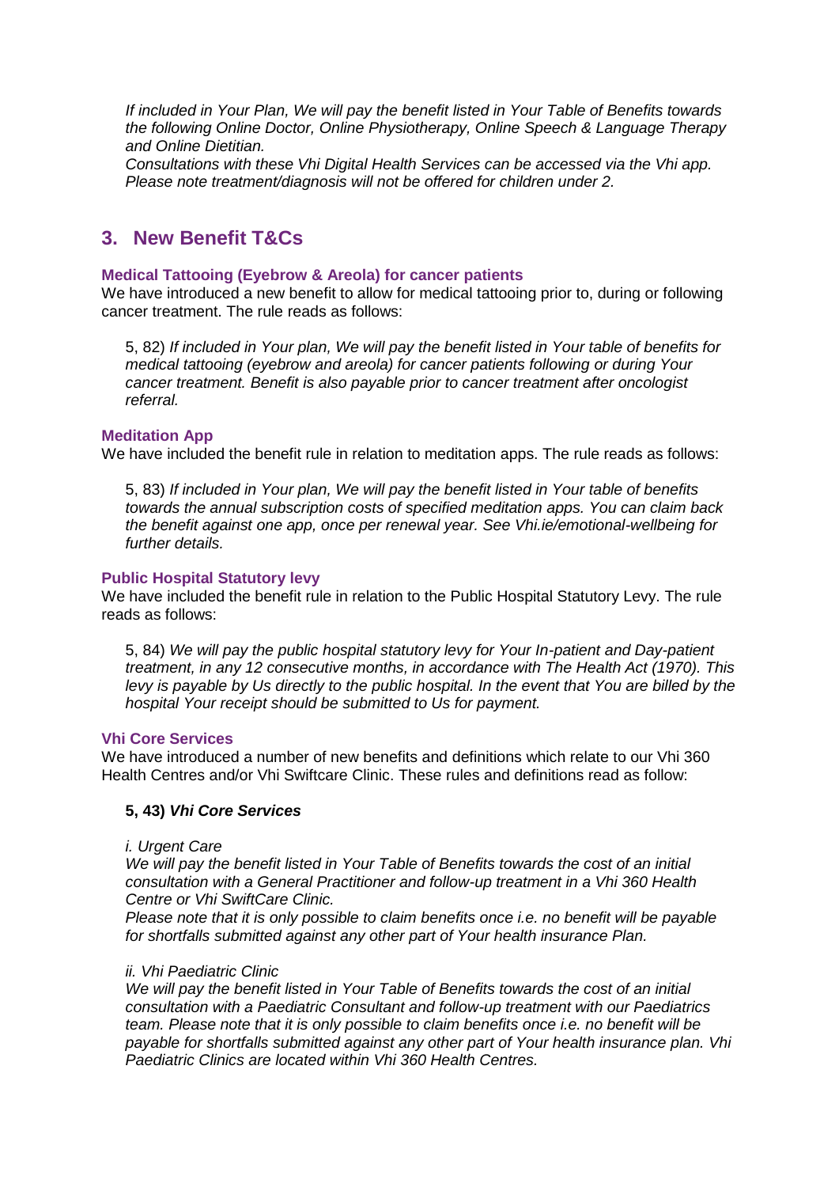*If included in Your Plan, We will pay the benefit listed in Your Table of Benefits towards the following Online Doctor, Online Physiotherapy, Online Speech & Language Therapy and Online Dietitian.*

*Consultations with these Vhi Digital Health Services can be accessed via the Vhi app. Please note treatment/diagnosis will not be offered for children under 2.*

## 3. New Benefit T&Cs

### Medical Tattooing (Eyebrow & Areola) for cancer patients

We have introduced a new benefit to allow for medical tattooing prior to, during or following cancer treatment. The rule reads as follows:

> 5, 82) *If included in Your plan, We will pay the benefit listed in Your table of benefits for medical tattooing (eyebrow and areola) for cancer patients following or during Your cancer treatment. Benefit is also payable prior to cancer treatment after oncologist referral.*

### Meditation App

We have included the benefit rule in relation to meditation apps. The rule reads as follows:

> 5, 83) *If included in Your plan, We will pay the benefit listed in Your table of benefits towards the annual subscription costs of specified meditation apps. You can claim back the benefit against one app, once per renewal year. See Vhi.ie/emotional-wellbeing for further details.*

### Public Hospital Statutory levy

We have included the benefit rule in relation to the Public Hospital Statutory Levy. The rule reads as follows:

> 5, 84) *We will pay the public hospital statutory levy for Your In-patient and Day-patient treatment, in any 12 consecutive months, in accordance with The Health Act (1970). This levy is payable by Us directly to the public hospital. In the event that You are billed by the hospital Your receipt should be submitted to Us for payment.*

### Vhi Core Services

We have introduced a number of new benefits and definitions which relate to our Vhi 360 Health Centres and/or Vhi Swiftcare Clinic. These rules and definitions read as follow:

> **5, 43) *Vhi Core Services***
>
> *i. Urgent Care*
>
> *We will pay the benefit listed in Your Table of Benefits towards the cost of an initial consultation with a General Practitioner and follow-up treatment in a Vhi 360 Health Centre or Vhi SwiftCare Clinic.*
>
> *Please note that it is only possible to claim benefits once i.e. no benefit will be payable for shortfalls submitted against any other part of Your health insurance Plan.*
>
> *ii. Vhi Paediatric Clinic*
>
> *We will pay the benefit listed in Your Table of Benefits towards the cost of an initial consultation with a Paediatric Consultant and follow-up treatment with our Paediatrics team. Please note that it is only possible to claim benefits once i.e. no benefit will be payable for shortfalls submitted against any other part of Your health insurance plan. Vhi Paediatric Clinics are located within Vhi 360 Health Centres.*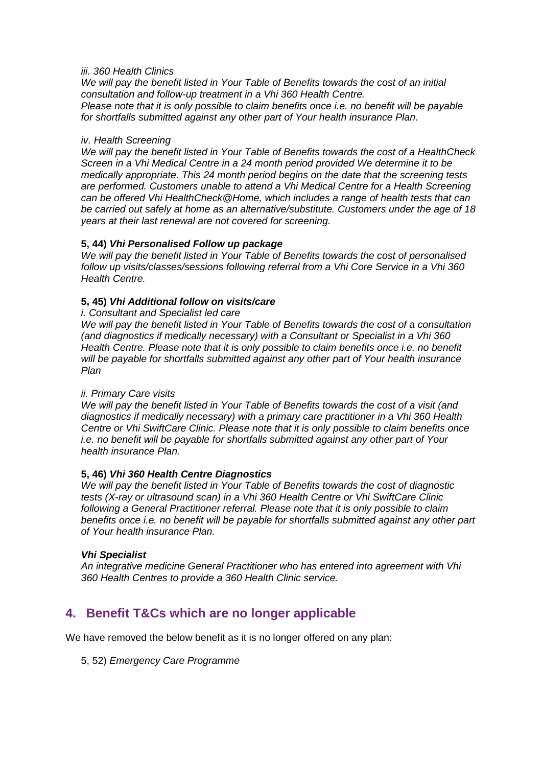*iii. 360 Health Clinics*

*We will pay the benefit listed in Your Table of Benefits towards the cost of an initial consultation and follow-up treatment in a Vhi 360 Health Centre.*

*Please note that it is only possible to claim benefits once i.e. no benefit will be payable for shortfalls submitted against any other part of Your health insurance Plan.*

*iv. Health Screening*

*We will pay the benefit listed in Your Table of Benefits towards the cost of a HealthCheck Screen in a Vhi Medical Centre in a 24 month period provided We determine it to be medically appropriate. This 24 month period begins on the date that the screening tests are performed. Customers unable to attend a Vhi Medical Centre for a Health Screening can be offered Vhi HealthCheck@Home, which includes a range of health tests that can be carried out safely at home as an alternative/substitute. Customers under the age of 18 years at their last renewal are not covered for screening.*

**5, 44)** ***Vhi Personalised Follow up package***

*We will pay the benefit listed in Your Table of Benefits towards the cost of personalised follow up visits/classes/sessions following referral from a Vhi Core Service in a Vhi 360 Health Centre.*

**5, 45)** ***Vhi Additional follow on visits/care***

*i. Consultant and Specialist led care*

*We will pay the benefit listed in Your Table of Benefits towards the cost of a consultation (and diagnostics if medically necessary) with a Consultant or Specialist in a Vhi 360 Health Centre. Please note that it is only possible to claim benefits once i.e. no benefit will be payable for shortfalls submitted against any other part of Your health insurance Plan*

*ii. Primary Care visits*

*We will pay the benefit listed in Your Table of Benefits towards the cost of a visit (and diagnostics if medically necessary) with a primary care practitioner in a Vhi 360 Health Centre or Vhi SwiftCare Clinic. Please note that it is only possible to claim benefits once i.e. no benefit will be payable for shortfalls submitted against any other part of Your health insurance Plan.*

**5, 46)** ***Vhi 360 Health Centre Diagnostics***

*We will pay the benefit listed in Your Table of Benefits towards the cost of diagnostic tests (X-ray or ultrasound scan) in a Vhi 360 Health Centre or Vhi SwiftCare Clinic following a General Practitioner referral. Please note that it is only possible to claim benefits once i.e. no benefit will be payable for shortfalls submitted against any other part of Your health insurance Plan.*

***Vhi Specialist***

*An integrative medicine General Practitioner who has entered into agreement with Vhi 360 Health Centres to provide a 360 Health Clinic service.*

## 4. Benefit T&Cs which are no longer applicable

We have removed the below benefit as it is no longer offered on any plan:

5, 52) *Emergency Care Programme*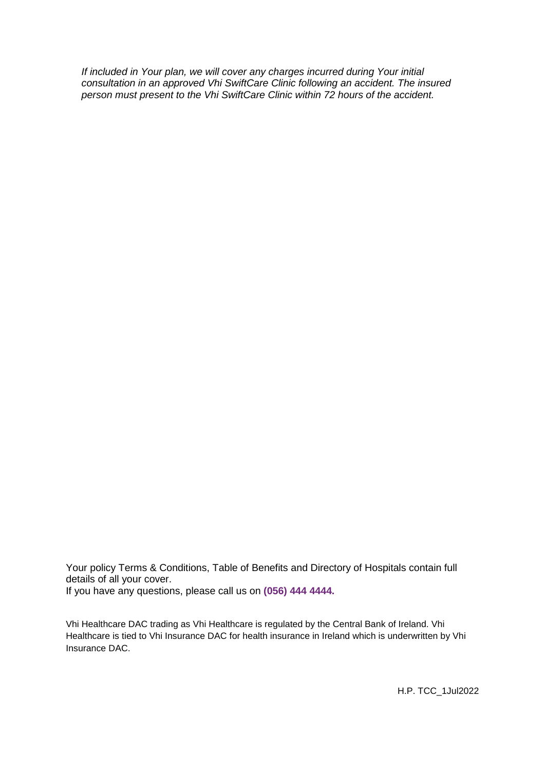*If included in Your plan, we will cover any charges incurred during Your initial consultation in an approved Vhi SwiftCare Clinic following an accident. The insured person must present to the Vhi SwiftCare Clinic within 72 hours of the accident.*

Your policy Terms & Conditions, Table of Benefits and Directory of Hospitals contain full details of all your cover.
If you have any questions, please call us on **(056) 444 4444.**

Vhi Healthcare DAC trading as Vhi Healthcare is regulated by the Central Bank of Ireland. Vhi Healthcare is tied to Vhi Insurance DAC for health insurance in Ireland which is underwritten by Vhi Insurance DAC.

H.P. TCC_1Jul2022